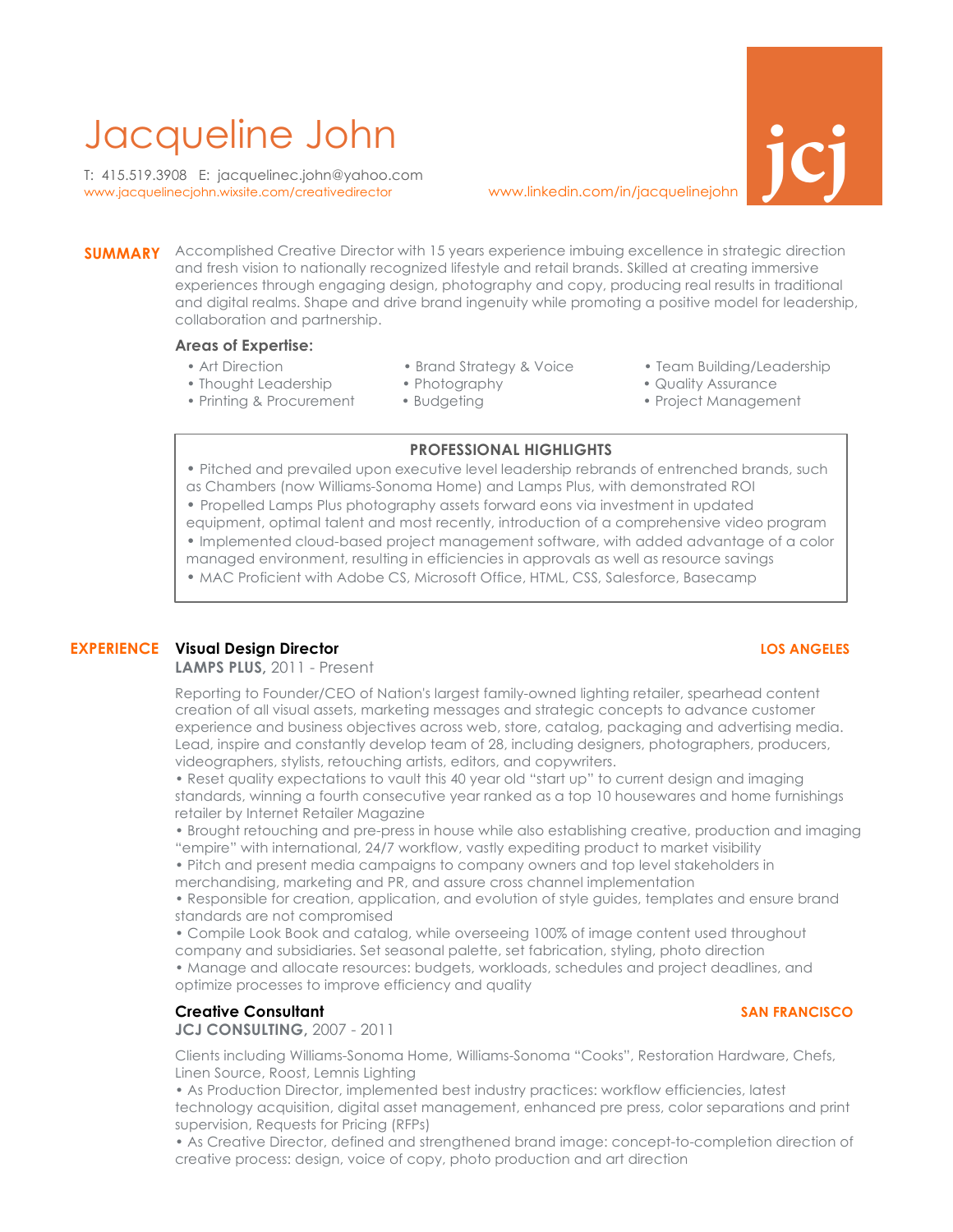# Jacqueline John

T: 415.519.3908 E: jacquelinec.john@yahoo.com
www.jacquelinecjohn.wixsite.com/creativedirector www.linkedin.com/in/jacquelinejohn

jcj

## SUMMARY

Accomplished Creative Director with 15 years experience imbuing excellence in strategic direction and fresh vision to nationally recognized lifestyle and retail brands. Skilled at creating immersive experiences through engaging design, photography and copy, producing real results in traditional and digital realms. Shape and drive brand ingenuity while promoting a positive model for leadership, collaboration and partnership.

**Areas of Expertise:**

- Art Direction
- Thought Leadership
- Printing & Procurement
- Brand Strategy & Voice
- Photography
- Budgeting
- Team Building/Leadership
- Quality Assurance
- Project Management

### PROFESSIONAL HIGHLIGHTS

- Pitched and prevailed upon executive level leadership rebrands of entrenched brands, such as Chambers (now Williams-Sonoma Home) and Lamps Plus, with demonstrated ROI
- Propelled Lamps Plus photography assets forward eons via investment in updated equipment, optimal talent and most recently, introduction of a comprehensive video program
- Implemented cloud-based project management software, with added advantage of a color managed environment, resulting in efficiencies in approvals as well as resource savings
- MAC Proficient with Adobe CS, Microsoft Office, HTML, CSS, Salesforce, Basecamp

## EXPERIENCE

### Visual Design Director — LOS ANGELES

**LAMPS PLUS,** 2011 - Present

Reporting to Founder/CEO of Nation's largest family-owned lighting retailer, spearhead content creation of all visual assets, marketing messages and strategic concepts to advance customer experience and business objectives across web, store, catalog, packaging and advertising media. Lead, inspire and constantly develop team of 28, including designers, photographers, producers, videographers, stylists, retouching artists, editors, and copywriters.

- Reset quality expectations to vault this 40 year old "start up" to current design and imaging standards, winning a fourth consecutive year ranked as a top 10 housewares and home furnishings retailer by Internet Retailer Magazine
- Brought retouching and pre-press in house while also establishing creative, production and imaging "empire" with international, 24/7 workflow, vastly expediting product to market visibility
- Pitch and present media campaigns to company owners and top level stakeholders in merchandising, marketing and PR, and assure cross channel implementation
- Responsible for creation, application, and evolution of style guides, templates and ensure brand standards are not compromised
- Compile Look Book and catalog, while overseeing 100% of image content used throughout company and subsidiaries. Set seasonal palette, set fabrication, styling, photo direction
- Manage and allocate resources: budgets, workloads, schedules and project deadlines, and optimize processes to improve efficiency and quality

### Creative Consultant — SAN FRANCISCO

**JCJ CONSULTING,** 2007 - 2011

Clients including Williams-Sonoma Home, Williams-Sonoma "Cooks", Restoration Hardware, Chefs, Linen Source, Roost, Lemnis Lighting

- As Production Director, implemented best industry practices: workflow efficiencies, latest technology acquisition, digital asset management, enhanced pre press, color separations and print supervision, Requests for Pricing (RFPs)
- As Creative Director, defined and strengthened brand image: concept-to-completion direction of creative process: design, voice of copy, photo production and art direction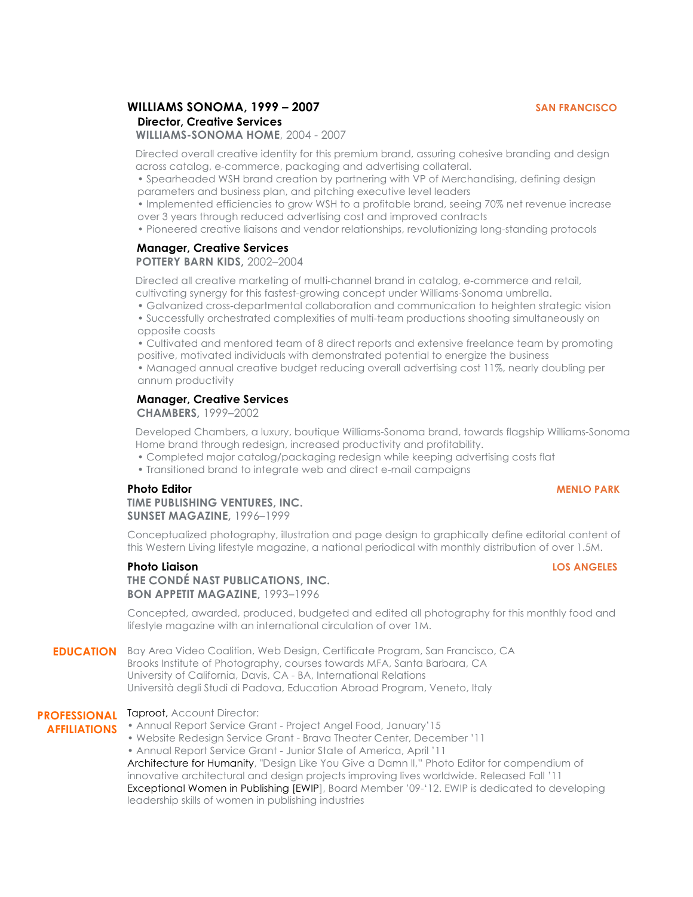**WILLIAMS SONOMA, 1999 – 2007** **SAN FRANCISCO**

**Director, Creative Services**
**WILLIAMS-SONOMA HOME**, 2004 - 2007

Directed overall creative identity for this premium brand, assuring cohesive branding and design across catalog, e-commerce, packaging and advertising collateral.

- Spearheaded WSH brand creation by partnering with VP of Merchandising, defining design parameters and business plan, and pitching executive level leaders
- Implemented efficiencies to grow WSH to a profitable brand, seeing 70% net revenue increase over 3 years through reduced advertising cost and improved contracts
- Pioneered creative liaisons and vendor relationships, revolutionizing long-standing protocols

**Manager, Creative Services**
**POTTERY BARN KIDS,** 2002–2004

Directed all creative marketing of multi-channel brand in catalog, e-commerce and retail, cultivating synergy for this fastest-growing concept under Williams-Sonoma umbrella.

- Galvanized cross-departmental collaboration and communication to heighten strategic vision
- Successfully orchestrated complexities of multi-team productions shooting simultaneously on opposite coasts
- Cultivated and mentored team of 8 direct reports and extensive freelance team by promoting positive, motivated individuals with demonstrated potential to energize the business
- Managed annual creative budget reducing overall advertising cost 11%, nearly doubling per annum productivity

**Manager, Creative Services**
**CHAMBERS,** 1999–2002

Developed Chambers, a luxury, boutique Williams-Sonoma brand, towards flagship Williams-Sonoma Home brand through redesign, increased productivity and profitability.

- Completed major catalog/packaging redesign while keeping advertising costs flat
- Transitioned brand to integrate web and direct e-mail campaigns

**Photo Editor** **MENLO PARK**
**TIME PUBLISHING VENTURES, INC.**
**SUNSET MAGAZINE,** 1996–1999

Conceptualized photography, illustration and page design to graphically define editorial content of this Western Living lifestyle magazine, a national periodical with monthly distribution of over 1.5M.

**Photo Liaison** **LOS ANGELES**
**THE CONDÉ NAST PUBLICATIONS, INC.**
**BON APPETIT MAGAZINE,** 1993–1996

Concepted, awarded, produced, budgeted and edited all photography for this monthly food and lifestyle magazine with an international circulation of over 1M.

## EDUCATION

Bay Area Video Coalition, Web Design, Certificate Program, San Francisco, CA
Brooks Institute of Photography, courses towards MFA, Santa Barbara, CA
University of California, Davis, CA - BA, International Relations
Università degli Studi di Padova, Education Abroad Program, Veneto, Italy

## PROFESSIONAL AFFILIATIONS

Taproot, Account Director:

- Annual Report Service Grant - Project Angel Food, January'15
- Website Redesign Service Grant - Brava Theater Center, December '11
- Annual Report Service Grant - Junior State of America, April '11

Architecture for Humanity, "Design Like You Give a Damn II," Photo Editor for compendium of innovative architectural and design projects improving lives worldwide. Released Fall '11
Exceptional Women in Publishing [EWIP], Board Member '09-'12. EWIP is dedicated to developing leadership skills of women in publishing industries